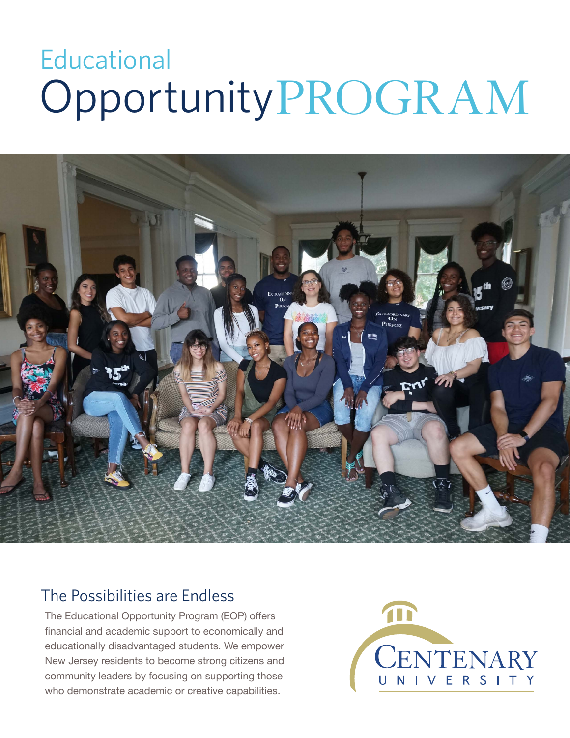# Educational Opportunity PROGRAM

## The Possibilities are Endless

The Educational Opportunity Program (EOP) offers financial and academic support to economically and educationally disadvantaged students. We empower New Jersey residents to become strong citizens and community leaders by focusing on supporting those who demonstrate academic or creative capabilities.

CENTENARY UNIVERSITY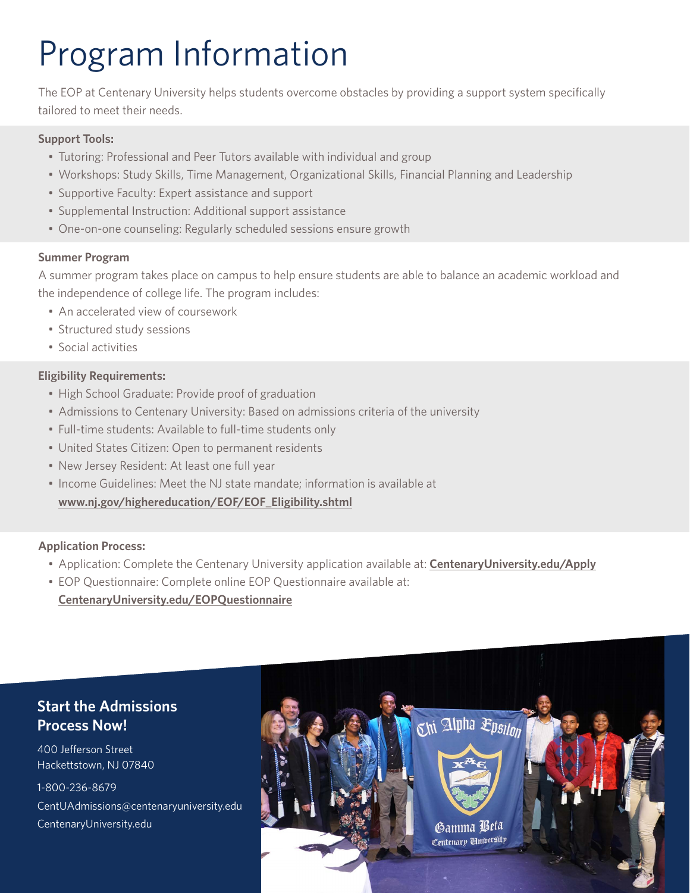# Program Information

The EOP at Centenary University helps students overcome obstacles by providing a support system specifically tailored to meet their needs.

**Support Tools:**

- Tutoring: Professional and Peer Tutors available with individual and group
- Workshops: Study Skills, Time Management, Organizational Skills, Financial Planning and Leadership
- Supportive Faculty: Expert assistance and support
- Supplemental Instruction: Additional support assistance
- One-on-one counseling: Regularly scheduled sessions ensure growth

**Summer Program**

A summer program takes place on campus to help ensure students are able to balance an academic workload and the independence of college life. The program includes:

- An accelerated view of coursework
- Structured study sessions
- Social activities

**Eligibility Requirements:**

- High School Graduate: Provide proof of graduation
- Admissions to Centenary University: Based on admissions criteria of the university
- Full-time students: Available to full-time students only
- United States Citizen: Open to permanent residents
- New Jersey Resident: At least one full year
- Income Guidelines: Meet the NJ state mandate; information is available at **www.nj.gov/highereducation/EOF/EOF_Eligibility.shtml**

**Application Process:**

- Application: Complete the Centenary University application available at: **CentenaryUniversity.edu/Apply**
- EOP Questionnaire: Complete online EOP Questionnaire available at: **CentenaryUniversity.edu/EOPQuestionnaire**

## Start the Admissions Process Now!

400 Jefferson Street
Hackettstown, NJ 07840

1-800-236-8679
CentUAdmissions@centenaryuniversity.edu
CentenaryUniversity.edu